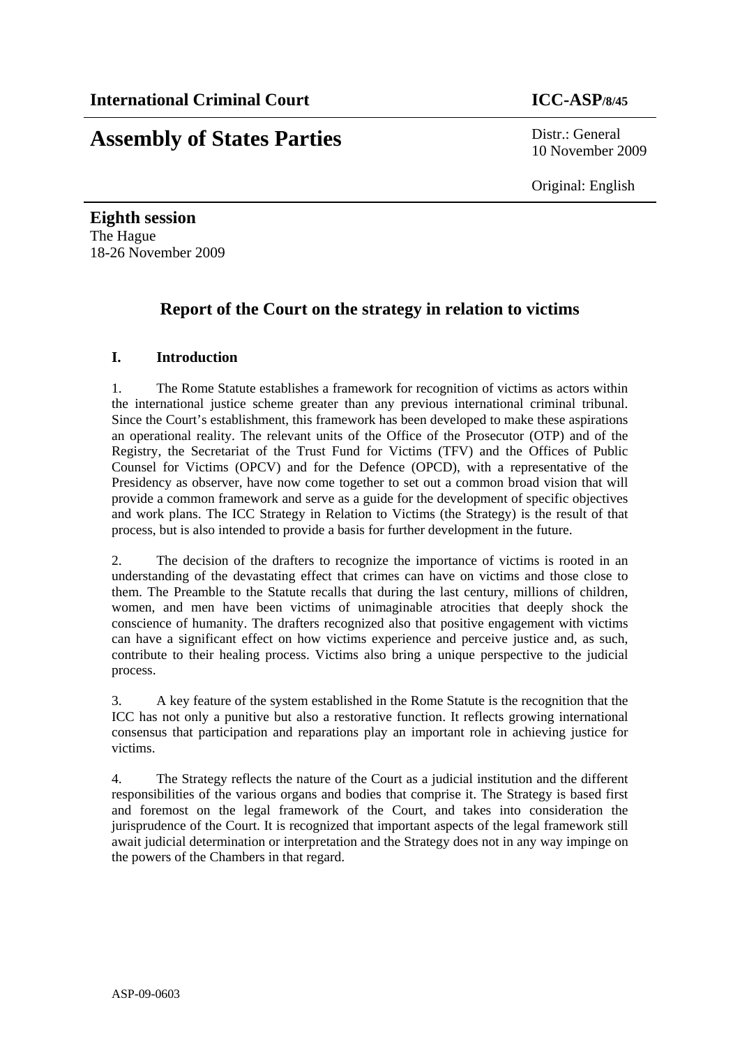**International Criminal Court** **ICC-ASP/8/45**

# Assembly of States Parties

Distr.: General
10 November 2009

Original: English

**Eighth session**
The Hague
18-26 November 2009

## Report of the Court on the strategy in relation to victims

### I. Introduction

1. The Rome Statute establishes a framework for recognition of victims as actors within the international justice scheme greater than any previous international criminal tribunal. Since the Court's establishment, this framework has been developed to make these aspirations an operational reality. The relevant units of the Office of the Prosecutor (OTP) and of the Registry, the Secretariat of the Trust Fund for Victims (TFV) and the Offices of Public Counsel for Victims (OPCV) and for the Defence (OPCD), with a representative of the Presidency as observer, have now come together to set out a common broad vision that will provide a common framework and serve as a guide for the development of specific objectives and work plans. The ICC Strategy in Relation to Victims (the Strategy) is the result of that process, but is also intended to provide a basis for further development in the future.

2. The decision of the drafters to recognize the importance of victims is rooted in an understanding of the devastating effect that crimes can have on victims and those close to them. The Preamble to the Statute recalls that during the last century, millions of children, women, and men have been victims of unimaginable atrocities that deeply shock the conscience of humanity. The drafters recognized also that positive engagement with victims can have a significant effect on how victims experience and perceive justice and, as such, contribute to their healing process. Victims also bring a unique perspective to the judicial process.

3. A key feature of the system established in the Rome Statute is the recognition that the ICC has not only a punitive but also a restorative function. It reflects growing international consensus that participation and reparations play an important role in achieving justice for victims.

4. The Strategy reflects the nature of the Court as a judicial institution and the different responsibilities of the various organs and bodies that comprise it. The Strategy is based first and foremost on the legal framework of the Court, and takes into consideration the jurisprudence of the Court. It is recognized that important aspects of the legal framework still await judicial determination or interpretation and the Strategy does not in any way impinge on the powers of the Chambers in that regard.

ASP-09-0603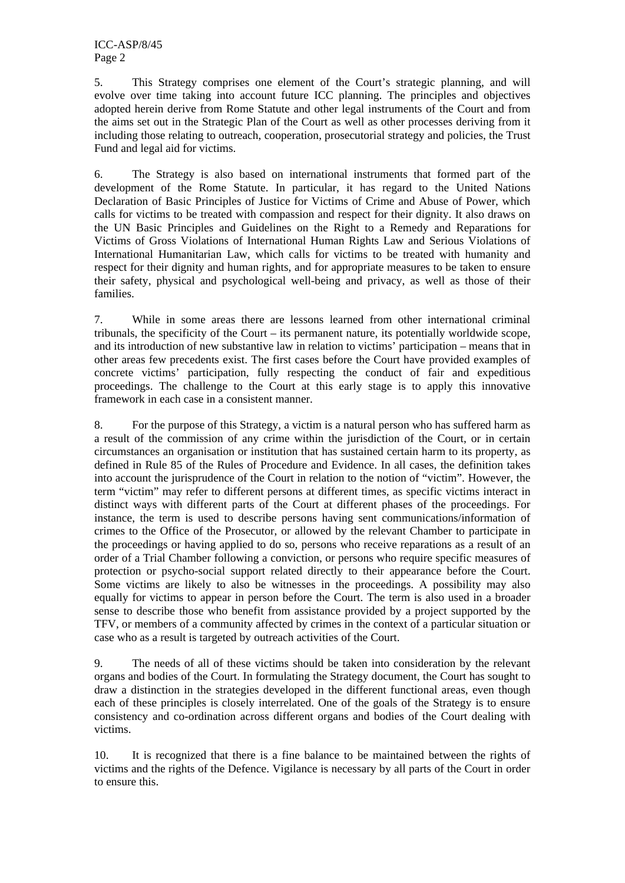5. This Strategy comprises one element of the Court's strategic planning, and will evolve over time taking into account future ICC planning. The principles and objectives adopted herein derive from Rome Statute and other legal instruments of the Court and from the aims set out in the Strategic Plan of the Court as well as other processes deriving from it including those relating to outreach, cooperation, prosecutorial strategy and policies, the Trust Fund and legal aid for victims.

6. The Strategy is also based on international instruments that formed part of the development of the Rome Statute. In particular, it has regard to the United Nations Declaration of Basic Principles of Justice for Victims of Crime and Abuse of Power, which calls for victims to be treated with compassion and respect for their dignity. It also draws on the UN Basic Principles and Guidelines on the Right to a Remedy and Reparations for Victims of Gross Violations of International Human Rights Law and Serious Violations of International Humanitarian Law, which calls for victims to be treated with humanity and respect for their dignity and human rights, and for appropriate measures to be taken to ensure their safety, physical and psychological well-being and privacy, as well as those of their families.

7. While in some areas there are lessons learned from other international criminal tribunals, the specificity of the Court – its permanent nature, its potentially worldwide scope, and its introduction of new substantive law in relation to victims' participation – means that in other areas few precedents exist. The first cases before the Court have provided examples of concrete victims' participation, fully respecting the conduct of fair and expeditious proceedings. The challenge to the Court at this early stage is to apply this innovative framework in each case in a consistent manner.

8. For the purpose of this Strategy, a victim is a natural person who has suffered harm as a result of the commission of any crime within the jurisdiction of the Court, or in certain circumstances an organisation or institution that has sustained certain harm to its property, as defined in Rule 85 of the Rules of Procedure and Evidence. In all cases, the definition takes into account the jurisprudence of the Court in relation to the notion of "victim". However, the term "victim" may refer to different persons at different times, as specific victims interact in distinct ways with different parts of the Court at different phases of the proceedings. For instance, the term is used to describe persons having sent communications/information of crimes to the Office of the Prosecutor, or allowed by the relevant Chamber to participate in the proceedings or having applied to do so, persons who receive reparations as a result of an order of a Trial Chamber following a conviction, or persons who require specific measures of protection or psycho-social support related directly to their appearance before the Court. Some victims are likely to also be witnesses in the proceedings. A possibility may also equally for victims to appear in person before the Court. The term is also used in a broader sense to describe those who benefit from assistance provided by a project supported by the TFV, or members of a community affected by crimes in the context of a particular situation or case who as a result is targeted by outreach activities of the Court.

9. The needs of all of these victims should be taken into consideration by the relevant organs and bodies of the Court. In formulating the Strategy document, the Court has sought to draw a distinction in the strategies developed in the different functional areas, even though each of these principles is closely interrelated. One of the goals of the Strategy is to ensure consistency and co-ordination across different organs and bodies of the Court dealing with victims.

10. It is recognized that there is a fine balance to be maintained between the rights of victims and the rights of the Defence. Vigilance is necessary by all parts of the Court in order to ensure this.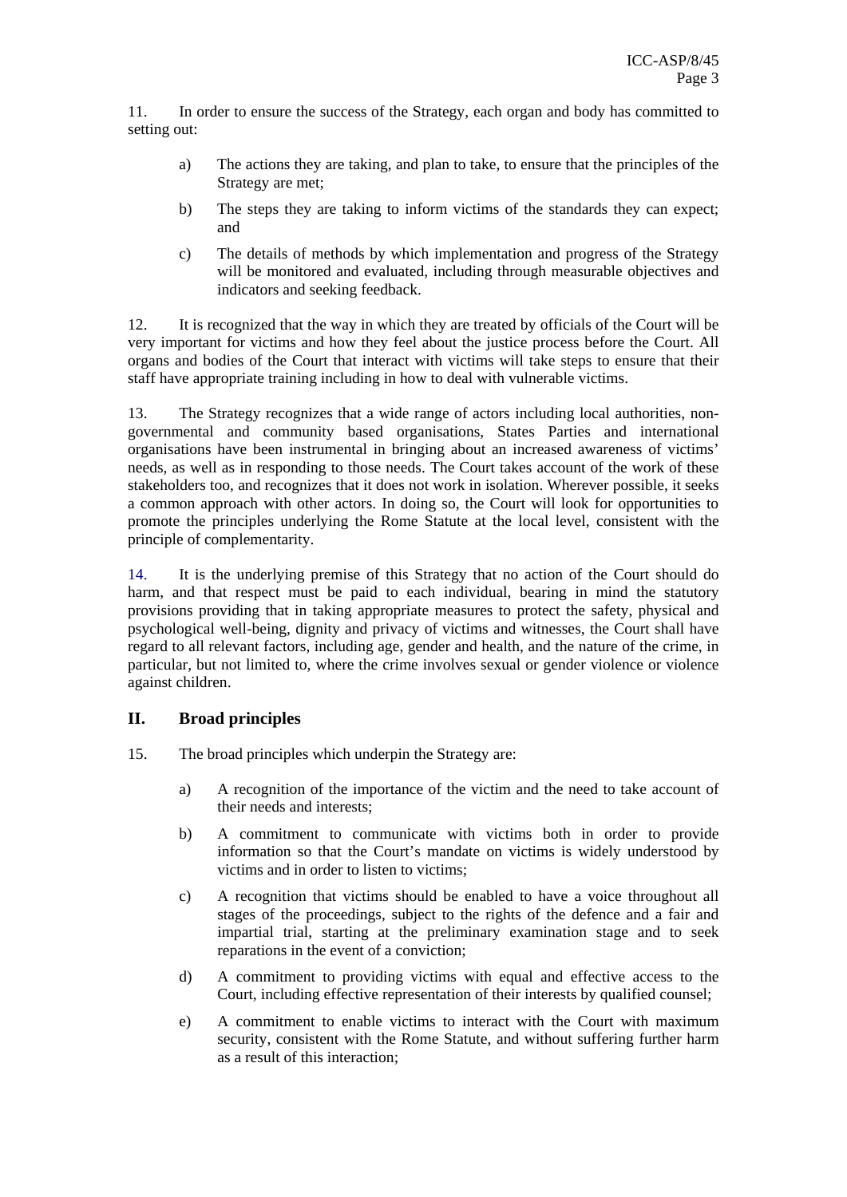11. In order to ensure the success of the Strategy, each organ and body has committed to setting out:

a) The actions they are taking, and plan to take, to ensure that the principles of the Strategy are met;

b) The steps they are taking to inform victims of the standards they can expect; and

c) The details of methods by which implementation and progress of the Strategy will be monitored and evaluated, including through measurable objectives and indicators and seeking feedback.

12. It is recognized that the way in which they are treated by officials of the Court will be very important for victims and how they feel about the justice process before the Court. All organs and bodies of the Court that interact with victims will take steps to ensure that their staff have appropriate training including in how to deal with vulnerable victims.

13. The Strategy recognizes that a wide range of actors including local authorities, non-governmental and community based organisations, States Parties and international organisations have been instrumental in bringing about an increased awareness of victims' needs, as well as in responding to those needs. The Court takes account of the work of these stakeholders too, and recognizes that it does not work in isolation. Wherever possible, it seeks a common approach with other actors. In doing so, the Court will look for opportunities to promote the principles underlying the Rome Statute at the local level, consistent with the principle of complementarity.

14. It is the underlying premise of this Strategy that no action of the Court should do harm, and that respect must be paid to each individual, bearing in mind the statutory provisions providing that in taking appropriate measures to protect the safety, physical and psychological well-being, dignity and privacy of victims and witnesses, the Court shall have regard to all relevant factors, including age, gender and health, and the nature of the crime, in particular, but not limited to, where the crime involves sexual or gender violence or violence against children.

## II. Broad principles

15. The broad principles which underpin the Strategy are:

a) A recognition of the importance of the victim and the need to take account of their needs and interests;

b) A commitment to communicate with victims both in order to provide information so that the Court's mandate on victims is widely understood by victims and in order to listen to victims;

c) A recognition that victims should be enabled to have a voice throughout all stages of the proceedings, subject to the rights of the defence and a fair and impartial trial, starting at the preliminary examination stage and to seek reparations in the event of a conviction;

d) A commitment to providing victims with equal and effective access to the Court, including effective representation of their interests by qualified counsel;

e) A commitment to enable victims to interact with the Court with maximum security, consistent with the Rome Statute, and without suffering further harm as a result of this interaction;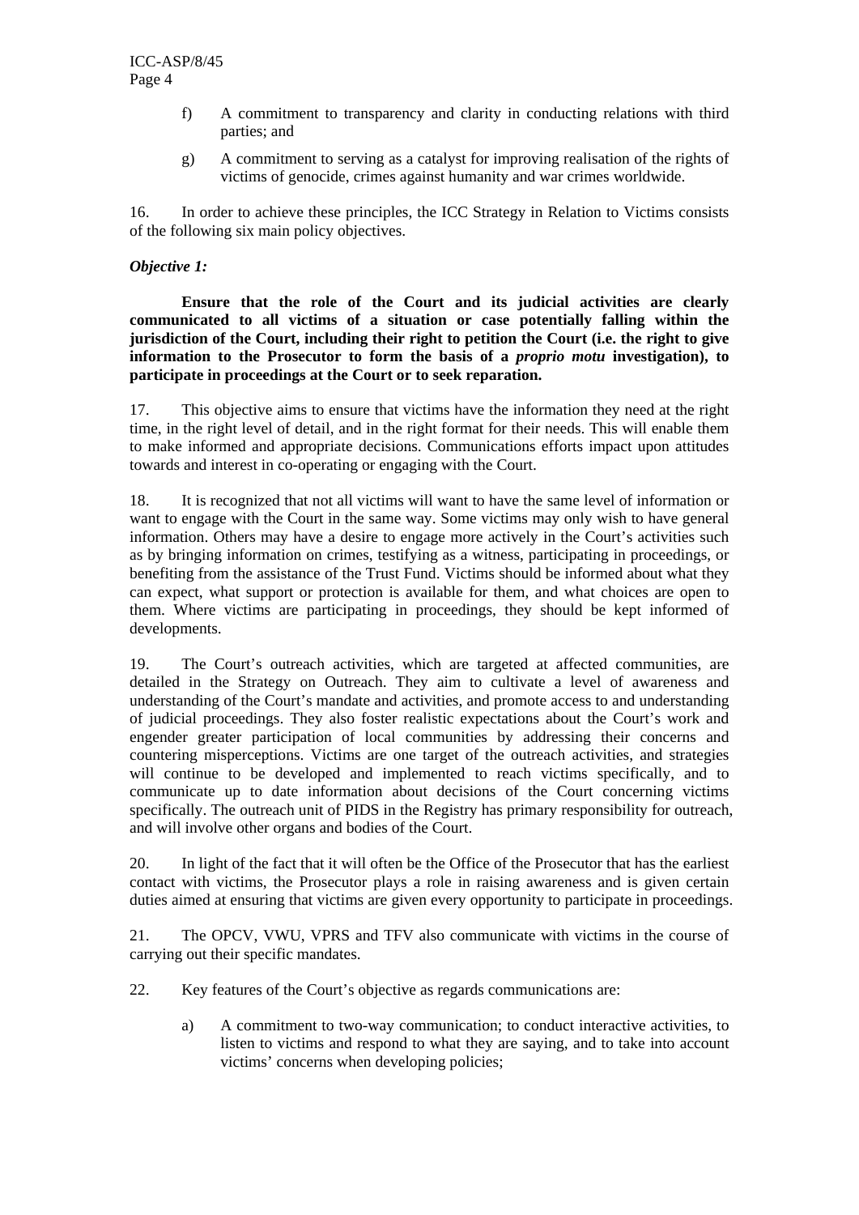f) A commitment to transparency and clarity in conducting relations with third parties; and

g) A commitment to serving as a catalyst for improving realisation of the rights of victims of genocide, crimes against humanity and war crimes worldwide.

16. In order to achieve these principles, the ICC Strategy in Relation to Victims consists of the following six main policy objectives.

***Objective 1:***

**Ensure that the role of the Court and its judicial activities are clearly communicated to all victims of a situation or case potentially falling within the jurisdiction of the Court, including their right to petition the Court (i.e. the right to give information to the Prosecutor to form the basis of a *proprio motu* investigation), to participate in proceedings at the Court or to seek reparation.**

17. This objective aims to ensure that victims have the information they need at the right time, in the right level of detail, and in the right format for their needs. This will enable them to make informed and appropriate decisions. Communications efforts impact upon attitudes towards and interest in co-operating or engaging with the Court.

18. It is recognized that not all victims will want to have the same level of information or want to engage with the Court in the same way. Some victims may only wish to have general information. Others may have a desire to engage more actively in the Court's activities such as by bringing information on crimes, testifying as a witness, participating in proceedings, or benefiting from the assistance of the Trust Fund. Victims should be informed about what they can expect, what support or protection is available for them, and what choices are open to them. Where victims are participating in proceedings, they should be kept informed of developments.

19. The Court's outreach activities, which are targeted at affected communities, are detailed in the Strategy on Outreach. They aim to cultivate a level of awareness and understanding of the Court's mandate and activities, and promote access to and understanding of judicial proceedings. They also foster realistic expectations about the Court's work and engender greater participation of local communities by addressing their concerns and countering misperceptions. Victims are one target of the outreach activities, and strategies will continue to be developed and implemented to reach victims specifically, and to communicate up to date information about decisions of the Court concerning victims specifically. The outreach unit of PIDS in the Registry has primary responsibility for outreach, and will involve other organs and bodies of the Court.

20. In light of the fact that it will often be the Office of the Prosecutor that has the earliest contact with victims, the Prosecutor plays a role in raising awareness and is given certain duties aimed at ensuring that victims are given every opportunity to participate in proceedings.

21. The OPCV, VWU, VPRS and TFV also communicate with victims in the course of carrying out their specific mandates.

22. Key features of the Court's objective as regards communications are:

a) A commitment to two-way communication; to conduct interactive activities, to listen to victims and respond to what they are saying, and to take into account victims' concerns when developing policies;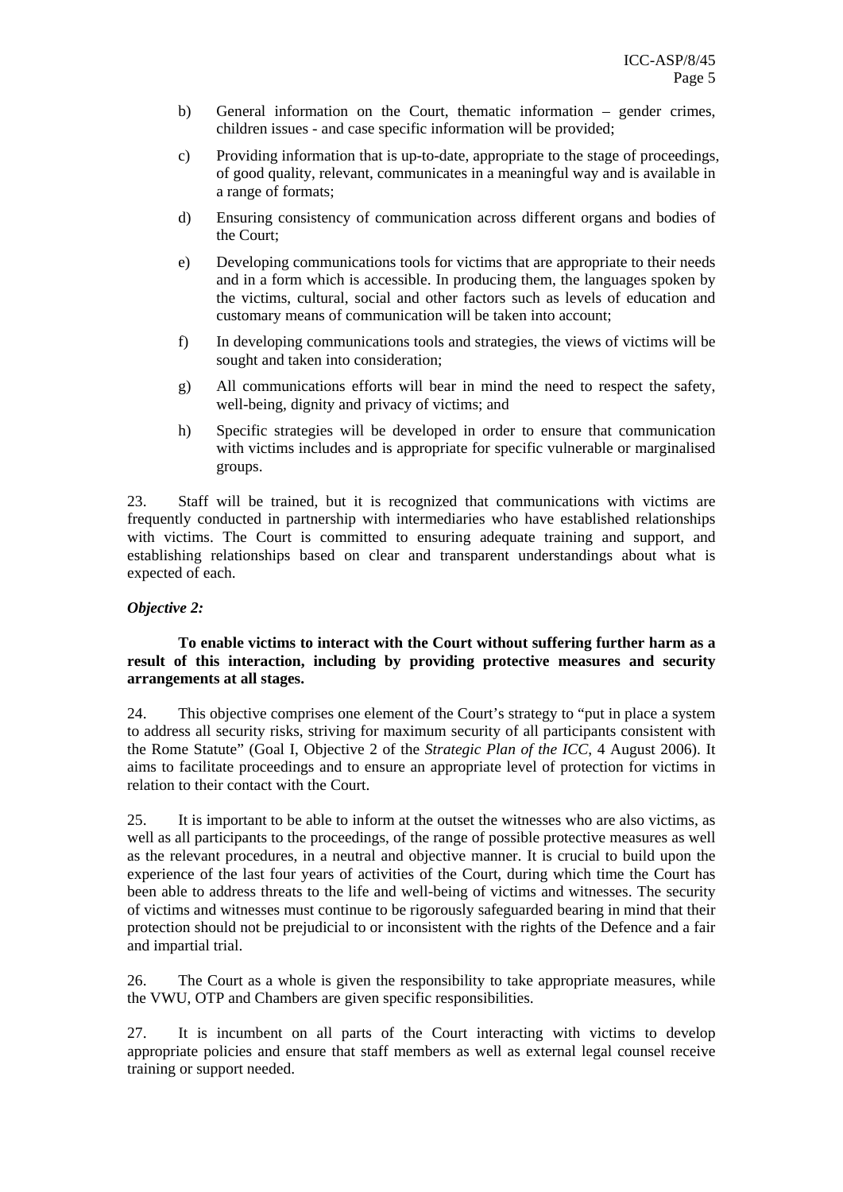b) General information on the Court, thematic information – gender crimes, children issues - and case specific information will be provided;

c) Providing information that is up-to-date, appropriate to the stage of proceedings, of good quality, relevant, communicates in a meaningful way and is available in a range of formats;

d) Ensuring consistency of communication across different organs and bodies of the Court;

e) Developing communications tools for victims that are appropriate to their needs and in a form which is accessible. In producing them, the languages spoken by the victims, cultural, social and other factors such as levels of education and customary means of communication will be taken into account;

f) In developing communications tools and strategies, the views of victims will be sought and taken into consideration;

g) All communications efforts will bear in mind the need to respect the safety, well-being, dignity and privacy of victims; and

h) Specific strategies will be developed in order to ensure that communication with victims includes and is appropriate for specific vulnerable or marginalised groups.

23. Staff will be trained, but it is recognized that communications with victims are frequently conducted in partnership with intermediaries who have established relationships with victims. The Court is committed to ensuring adequate training and support, and establishing relationships based on clear and transparent understandings about what is expected of each.

***Objective 2:***

**To enable victims to interact with the Court without suffering further harm as a result of this interaction, including by providing protective measures and security arrangements at all stages.**

24. This objective comprises one element of the Court's strategy to "put in place a system to address all security risks, striving for maximum security of all participants consistent with the Rome Statute" (Goal I, Objective 2 of the *Strategic Plan of the ICC*, 4 August 2006). It aims to facilitate proceedings and to ensure an appropriate level of protection for victims in relation to their contact with the Court.

25. It is important to be able to inform at the outset the witnesses who are also victims, as well as all participants to the proceedings, of the range of possible protective measures as well as the relevant procedures, in a neutral and objective manner. It is crucial to build upon the experience of the last four years of activities of the Court, during which time the Court has been able to address threats to the life and well-being of victims and witnesses. The security of victims and witnesses must continue to be rigorously safeguarded bearing in mind that their protection should not be prejudicial to or inconsistent with the rights of the Defence and a fair and impartial trial.

26. The Court as a whole is given the responsibility to take appropriate measures, while the VWU, OTP and Chambers are given specific responsibilities.

27. It is incumbent on all parts of the Court interacting with victims to develop appropriate policies and ensure that staff members as well as external legal counsel receive training or support needed.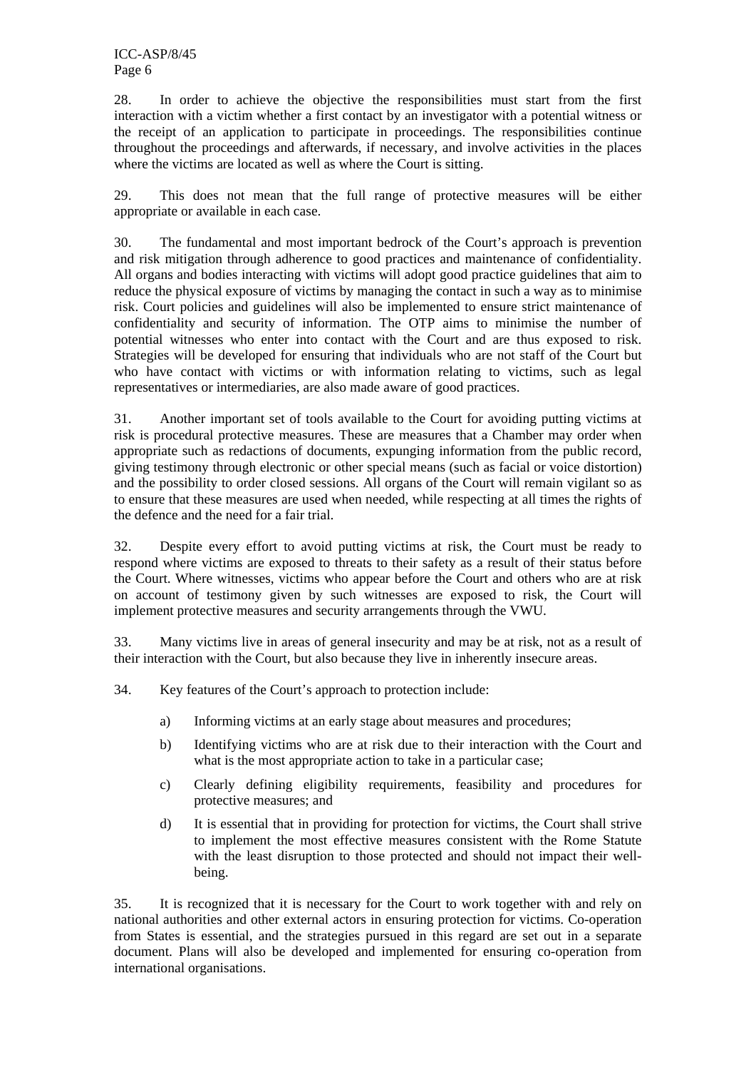28. In order to achieve the objective the responsibilities must start from the first interaction with a victim whether a first contact by an investigator with a potential witness or the receipt of an application to participate in proceedings. The responsibilities continue throughout the proceedings and afterwards, if necessary, and involve activities in the places where the victims are located as well as where the Court is sitting.

29. This does not mean that the full range of protective measures will be either appropriate or available in each case.

30. The fundamental and most important bedrock of the Court's approach is prevention and risk mitigation through adherence to good practices and maintenance of confidentiality. All organs and bodies interacting with victims will adopt good practice guidelines that aim to reduce the physical exposure of victims by managing the contact in such a way as to minimise risk. Court policies and guidelines will also be implemented to ensure strict maintenance of confidentiality and security of information. The OTP aims to minimise the number of potential witnesses who enter into contact with the Court and are thus exposed to risk. Strategies will be developed for ensuring that individuals who are not staff of the Court but who have contact with victims or with information relating to victims, such as legal representatives or intermediaries, are also made aware of good practices.

31. Another important set of tools available to the Court for avoiding putting victims at risk is procedural protective measures. These are measures that a Chamber may order when appropriate such as redactions of documents, expunging information from the public record, giving testimony through electronic or other special means (such as facial or voice distortion) and the possibility to order closed sessions. All organs of the Court will remain vigilant so as to ensure that these measures are used when needed, while respecting at all times the rights of the defence and the need for a fair trial.

32. Despite every effort to avoid putting victims at risk, the Court must be ready to respond where victims are exposed to threats to their safety as a result of their status before the Court. Where witnesses, victims who appear before the Court and others who are at risk on account of testimony given by such witnesses are exposed to risk, the Court will implement protective measures and security arrangements through the VWU.

33. Many victims live in areas of general insecurity and may be at risk, not as a result of their interaction with the Court, but also because they live in inherently insecure areas.

34. Key features of the Court's approach to protection include:

a) Informing victims at an early stage about measures and procedures;

b) Identifying victims who are at risk due to their interaction with the Court and what is the most appropriate action to take in a particular case;

c) Clearly defining eligibility requirements, feasibility and procedures for protective measures; and

d) It is essential that in providing for protection for victims, the Court shall strive to implement the most effective measures consistent with the Rome Statute with the least disruption to those protected and should not impact their well-being.

35. It is recognized that it is necessary for the Court to work together with and rely on national authorities and other external actors in ensuring protection for victims. Co-operation from States is essential, and the strategies pursued in this regard are set out in a separate document. Plans will also be developed and implemented for ensuring co-operation from international organisations.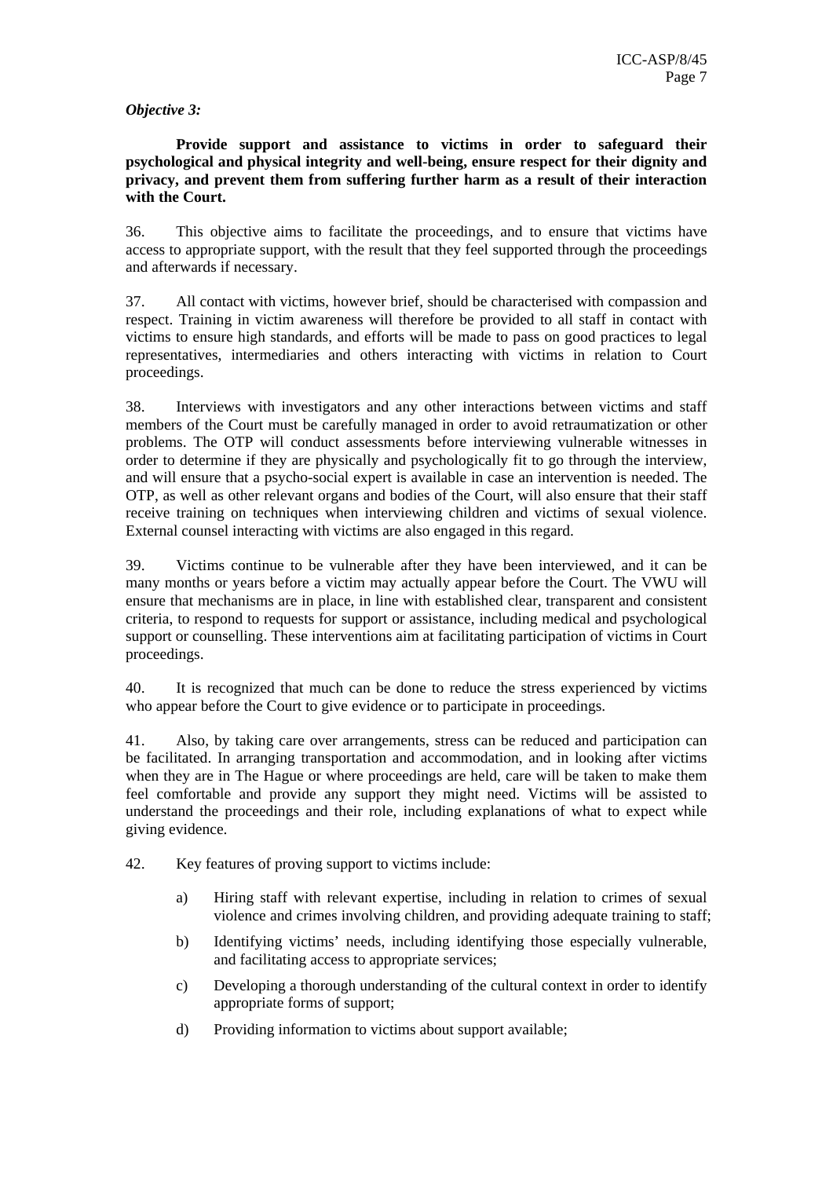*Objective 3:*

**Provide support and assistance to victims in order to safeguard their psychological and physical integrity and well-being, ensure respect for their dignity and privacy, and prevent them from suffering further harm as a result of their interaction with the Court.**

36. This objective aims to facilitate the proceedings, and to ensure that victims have access to appropriate support, with the result that they feel supported through the proceedings and afterwards if necessary.

37. All contact with victims, however brief, should be characterised with compassion and respect. Training in victim awareness will therefore be provided to all staff in contact with victims to ensure high standards, and efforts will be made to pass on good practices to legal representatives, intermediaries and others interacting with victims in relation to Court proceedings.

38. Interviews with investigators and any other interactions between victims and staff members of the Court must be carefully managed in order to avoid retraumatization or other problems. The OTP will conduct assessments before interviewing vulnerable witnesses in order to determine if they are physically and psychologically fit to go through the interview, and will ensure that a psycho-social expert is available in case an intervention is needed. The OTP, as well as other relevant organs and bodies of the Court, will also ensure that their staff receive training on techniques when interviewing children and victims of sexual violence. External counsel interacting with victims are also engaged in this regard.

39. Victims continue to be vulnerable after they have been interviewed, and it can be many months or years before a victim may actually appear before the Court. The VWU will ensure that mechanisms are in place, in line with established clear, transparent and consistent criteria, to respond to requests for support or assistance, including medical and psychological support or counselling. These interventions aim at facilitating participation of victims in Court proceedings.

40. It is recognized that much can be done to reduce the stress experienced by victims who appear before the Court to give evidence or to participate in proceedings.

41. Also, by taking care over arrangements, stress can be reduced and participation can be facilitated. In arranging transportation and accommodation, and in looking after victims when they are in The Hague or where proceedings are held, care will be taken to make them feel comfortable and provide any support they might need. Victims will be assisted to understand the proceedings and their role, including explanations of what to expect while giving evidence.

42. Key features of proving support to victims include:

a) Hiring staff with relevant expertise, including in relation to crimes of sexual violence and crimes involving children, and providing adequate training to staff;

b) Identifying victims' needs, including identifying those especially vulnerable, and facilitating access to appropriate services;

c) Developing a thorough understanding of the cultural context in order to identify appropriate forms of support;

d) Providing information to victims about support available;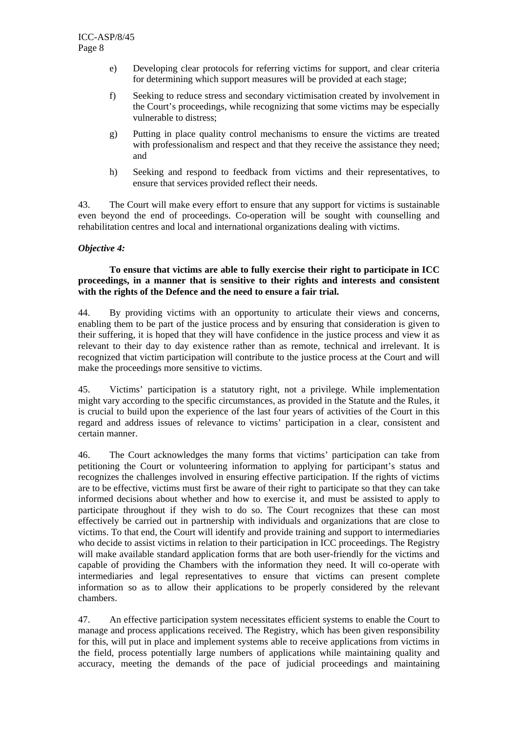e) Developing clear protocols for referring victims for support, and clear criteria for determining which support measures will be provided at each stage;

f) Seeking to reduce stress and secondary victimisation created by involvement in the Court's proceedings, while recognizing that some victims may be especially vulnerable to distress;

g) Putting in place quality control mechanisms to ensure the victims are treated with professionalism and respect and that they receive the assistance they need; and

h) Seeking and respond to feedback from victims and their representatives, to ensure that services provided reflect their needs.

43. The Court will make every effort to ensure that any support for victims is sustainable even beyond the end of proceedings. Co-operation will be sought with counselling and rehabilitation centres and local and international organizations dealing with victims.

***Objective 4:***

**To ensure that victims are able to fully exercise their right to participate in ICC proceedings, in a manner that is sensitive to their rights and interests and consistent with the rights of the Defence and the need to ensure a fair trial.**

44. By providing victims with an opportunity to articulate their views and concerns, enabling them to be part of the justice process and by ensuring that consideration is given to their suffering, it is hoped that they will have confidence in the justice process and view it as relevant to their day to day existence rather than as remote, technical and irrelevant. It is recognized that victim participation will contribute to the justice process at the Court and will make the proceedings more sensitive to victims.

45. Victims' participation is a statutory right, not a privilege. While implementation might vary according to the specific circumstances, as provided in the Statute and the Rules, it is crucial to build upon the experience of the last four years of activities of the Court in this regard and address issues of relevance to victims' participation in a clear, consistent and certain manner.

46. The Court acknowledges the many forms that victims' participation can take from petitioning the Court or volunteering information to applying for participant's status and recognizes the challenges involved in ensuring effective participation. If the rights of victims are to be effective, victims must first be aware of their right to participate so that they can take informed decisions about whether and how to exercise it, and must be assisted to apply to participate throughout if they wish to do so. The Court recognizes that these can most effectively be carried out in partnership with individuals and organizations that are close to victims. To that end, the Court will identify and provide training and support to intermediaries who decide to assist victims in relation to their participation in ICC proceedings. The Registry will make available standard application forms that are both user-friendly for the victims and capable of providing the Chambers with the information they need. It will co-operate with intermediaries and legal representatives to ensure that victims can present complete information so as to allow their applications to be properly considered by the relevant chambers.

47. An effective participation system necessitates efficient systems to enable the Court to manage and process applications received. The Registry, which has been given responsibility for this, will put in place and implement systems able to receive applications from victims in the field, process potentially large numbers of applications while maintaining quality and accuracy, meeting the demands of the pace of judicial proceedings and maintaining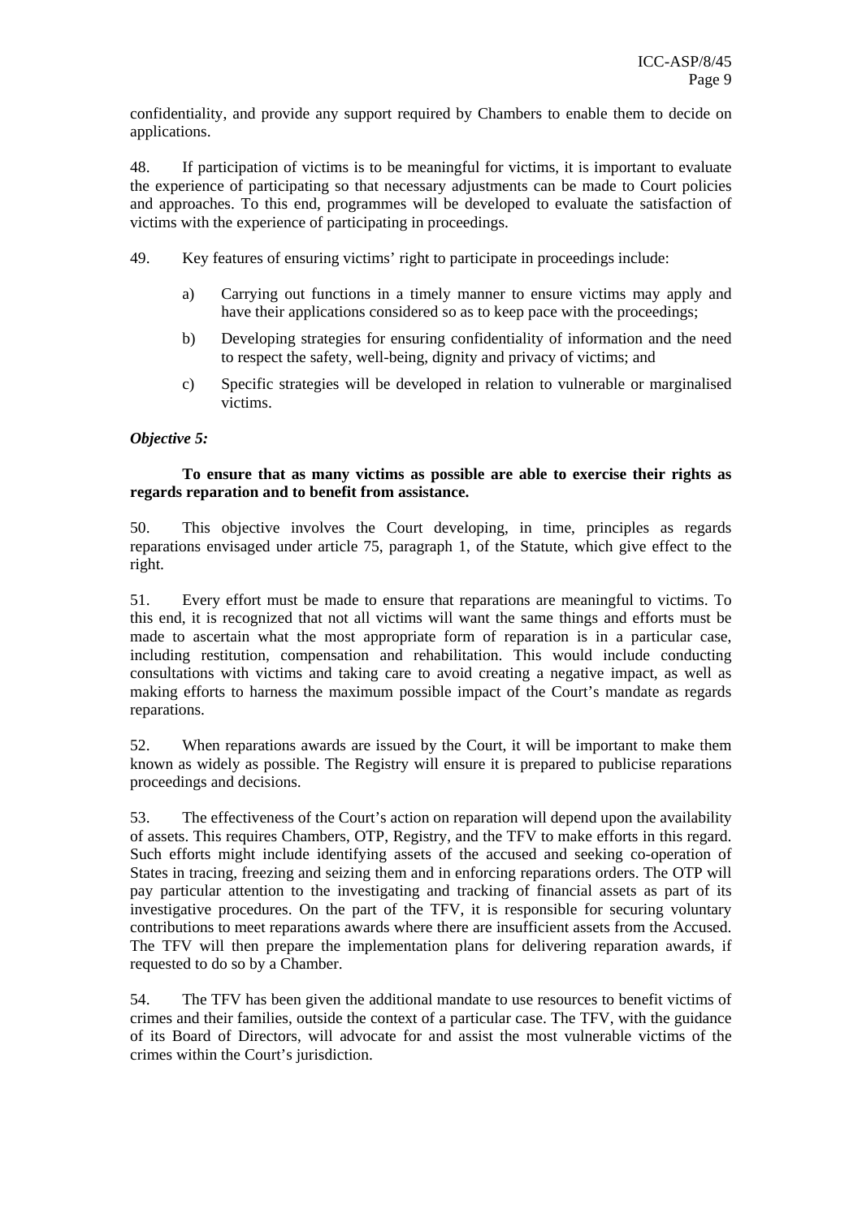confidentiality, and provide any support required by Chambers to enable them to decide on applications.

48. If participation of victims is to be meaningful for victims, it is important to evaluate the experience of participating so that necessary adjustments can be made to Court policies and approaches. To this end, programmes will be developed to evaluate the satisfaction of victims with the experience of participating in proceedings.

49. Key features of ensuring victims' right to participate in proceedings include:

a) Carrying out functions in a timely manner to ensure victims may apply and have their applications considered so as to keep pace with the proceedings;

b) Developing strategies for ensuring confidentiality of information and the need to respect the safety, well-being, dignity and privacy of victims; and

c) Specific strategies will be developed in relation to vulnerable or marginalised victims.

***Objective 5:***

**To ensure that as many victims as possible are able to exercise their rights as regards reparation and to benefit from assistance.**

50. This objective involves the Court developing, in time, principles as regards reparations envisaged under article 75, paragraph 1, of the Statute, which give effect to the right.

51. Every effort must be made to ensure that reparations are meaningful to victims. To this end, it is recognized that not all victims will want the same things and efforts must be made to ascertain what the most appropriate form of reparation is in a particular case, including restitution, compensation and rehabilitation. This would include conducting consultations with victims and taking care to avoid creating a negative impact, as well as making efforts to harness the maximum possible impact of the Court's mandate as regards reparations.

52. When reparations awards are issued by the Court, it will be important to make them known as widely as possible. The Registry will ensure it is prepared to publicise reparations proceedings and decisions.

53. The effectiveness of the Court's action on reparation will depend upon the availability of assets. This requires Chambers, OTP, Registry, and the TFV to make efforts in this regard. Such efforts might include identifying assets of the accused and seeking co-operation of States in tracing, freezing and seizing them and in enforcing reparations orders. The OTP will pay particular attention to the investigating and tracking of financial assets as part of its investigative procedures. On the part of the TFV, it is responsible for securing voluntary contributions to meet reparations awards where there are insufficient assets from the Accused. The TFV will then prepare the implementation plans for delivering reparation awards, if requested to do so by a Chamber.

54. The TFV has been given the additional mandate to use resources to benefit victims of crimes and their families, outside the context of a particular case. The TFV, with the guidance of its Board of Directors, will advocate for and assist the most vulnerable victims of the crimes within the Court's jurisdiction.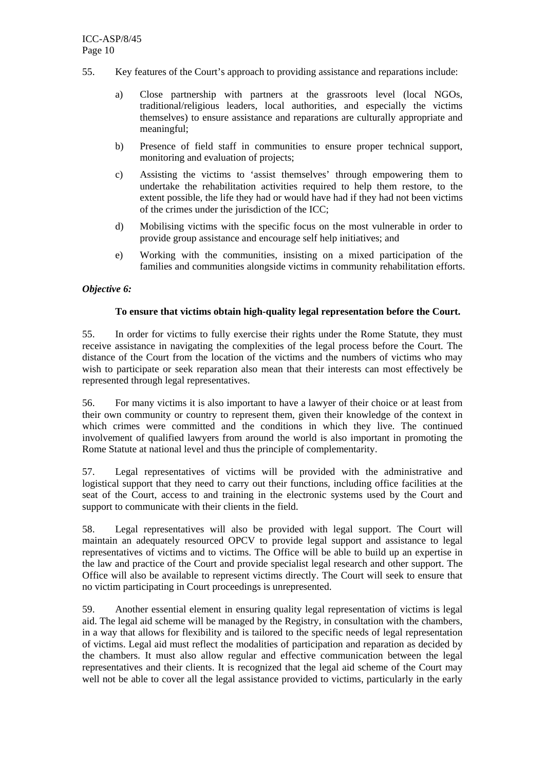55. Key features of the Court's approach to providing assistance and reparations include:

a) Close partnership with partners at the grassroots level (local NGOs, traditional/religious leaders, local authorities, and especially the victims themselves) to ensure assistance and reparations are culturally appropriate and meaningful;

b) Presence of field staff in communities to ensure proper technical support, monitoring and evaluation of projects;

c) Assisting the victims to 'assist themselves' through empowering them to undertake the rehabilitation activities required to help them restore, to the extent possible, the life they had or would have had if they had not been victims of the crimes under the jurisdiction of the ICC;

d) Mobilising victims with the specific focus on the most vulnerable in order to provide group assistance and encourage self help initiatives; and

e) Working with the communities, insisting on a mixed participation of the families and communities alongside victims in community rehabilitation efforts.

***Objective 6:***

**To ensure that victims obtain high-quality legal representation before the Court.**

55. In order for victims to fully exercise their rights under the Rome Statute, they must receive assistance in navigating the complexities of the legal process before the Court. The distance of the Court from the location of the victims and the numbers of victims who may wish to participate or seek reparation also mean that their interests can most effectively be represented through legal representatives.

56. For many victims it is also important to have a lawyer of their choice or at least from their own community or country to represent them, given their knowledge of the context in which crimes were committed and the conditions in which they live. The continued involvement of qualified lawyers from around the world is also important in promoting the Rome Statute at national level and thus the principle of complementarity.

57. Legal representatives of victims will be provided with the administrative and logistical support that they need to carry out their functions, including office facilities at the seat of the Court, access to and training in the electronic systems used by the Court and support to communicate with their clients in the field.

58. Legal representatives will also be provided with legal support. The Court will maintain an adequately resourced OPCV to provide legal support and assistance to legal representatives of victims and to victims. The Office will be able to build up an expertise in the law and practice of the Court and provide specialist legal research and other support. The Office will also be available to represent victims directly. The Court will seek to ensure that no victim participating in Court proceedings is unrepresented.

59. Another essential element in ensuring quality legal representation of victims is legal aid. The legal aid scheme will be managed by the Registry, in consultation with the chambers, in a way that allows for flexibility and is tailored to the specific needs of legal representation of victims. Legal aid must reflect the modalities of participation and reparation as decided by the chambers. It must also allow regular and effective communication between the legal representatives and their clients. It is recognized that the legal aid scheme of the Court may well not be able to cover all the legal assistance provided to victims, particularly in the early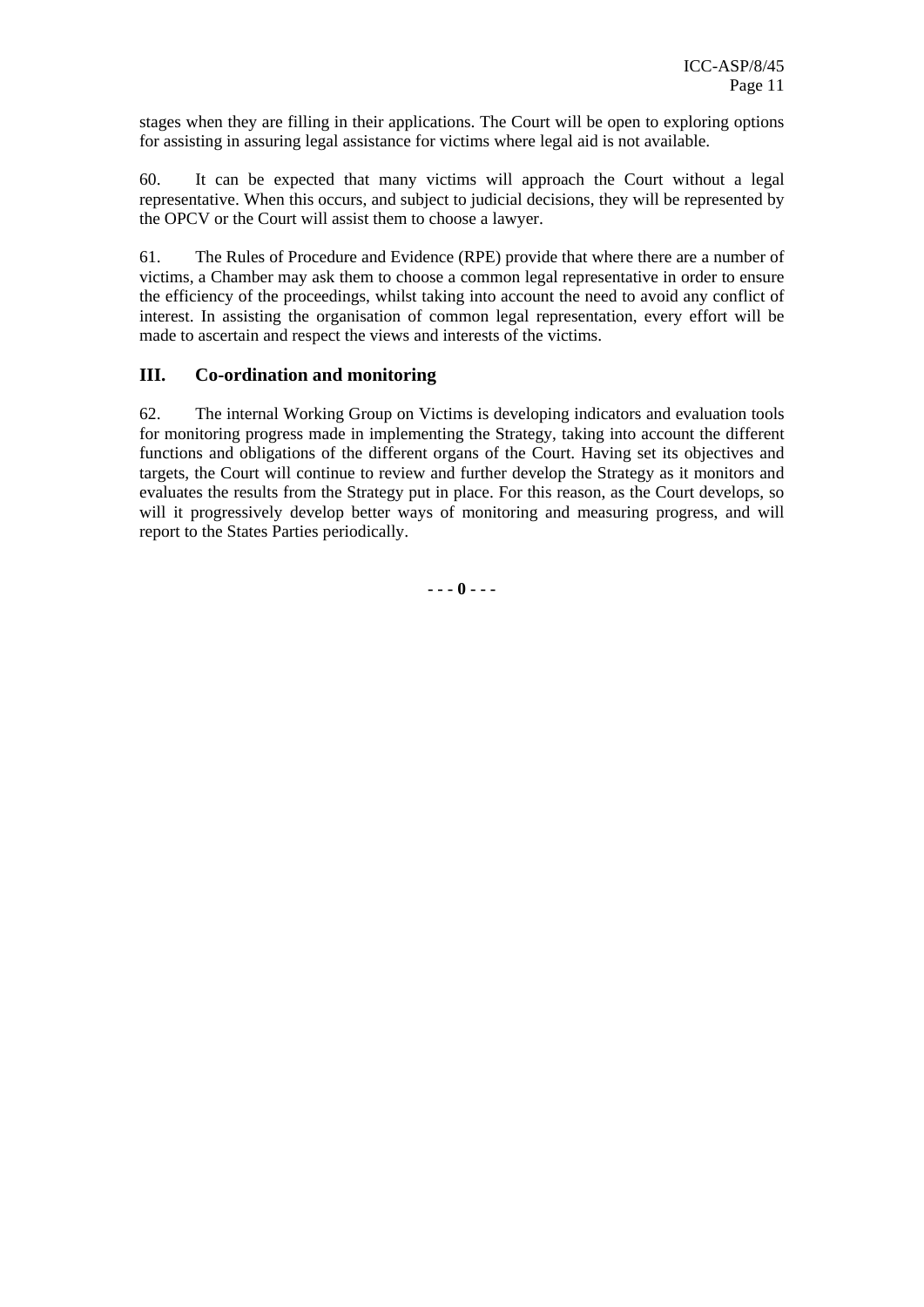stages when they are filling in their applications. The Court will be open to exploring options for assisting in assuring legal assistance for victims where legal aid is not available.

60. It can be expected that many victims will approach the Court without a legal representative. When this occurs, and subject to judicial decisions, they will be represented by the OPCV or the Court will assist them to choose a lawyer.

61. The Rules of Procedure and Evidence (RPE) provide that where there are a number of victims, a Chamber may ask them to choose a common legal representative in order to ensure the efficiency of the proceedings, whilst taking into account the need to avoid any conflict of interest. In assisting the organisation of common legal representation, every effort will be made to ascertain and respect the views and interests of the victims.

## III. Co-ordination and monitoring

62. The internal Working Group on Victims is developing indicators and evaluation tools for monitoring progress made in implementing the Strategy, taking into account the different functions and obligations of the different organs of the Court. Having set its objectives and targets, the Court will continue to review and further develop the Strategy as it monitors and evaluates the results from the Strategy put in place. For this reason, as the Court develops, so will it progressively develop better ways of monitoring and measuring progress, and will report to the States Parties periodically.

**- - - 0 - - -**